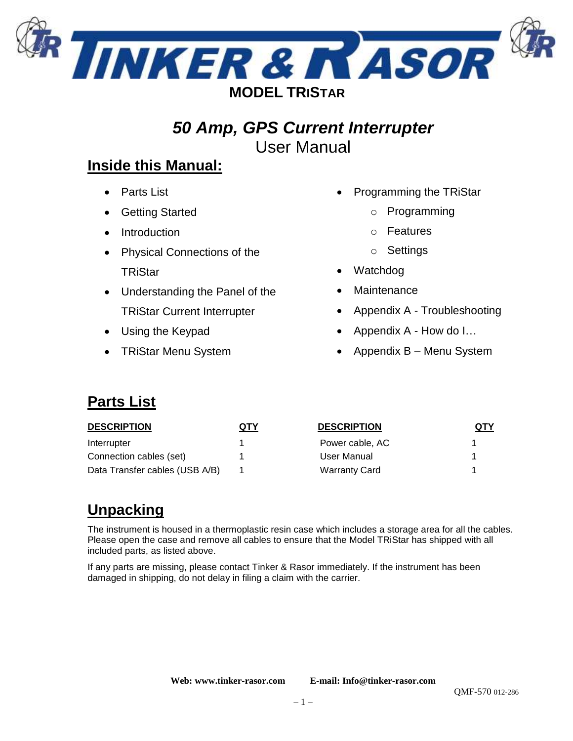# TINKER & RASOR

**MODEL TRISTAR**

## *50 Amp, GPS Current Interrupter*

User Manual

## Inside this Manual:

- Parts List
- Getting Started
- Introduction
- Physical Connections of the TRiStar
- Understanding the Panel of the TRiStar Current Interrupter
- Using the Keypad
- TRiStar Menu System
- Programming the TRiStar
  - Programming
  - Features
  - Settings
- Watchdog
- Maintenance
- Appendix A - Troubleshooting
- Appendix A - How do I…
- Appendix B – Menu System

## Parts List

| DESCRIPTION | QTY | DESCRIPTION | QTY |
|---|---|---|---|
| Interrupter | 1 | Power cable, AC | 1 |
| Connection cables (set) | 1 | User Manual | 1 |
| Data Transfer cables (USB A/B) | 1 | Warranty Card | 1 |

## Unpacking

The instrument is housed in a thermoplastic resin case which includes a storage area for all the cables. Please open the case and remove all cables to ensure that the Model TRiStar has shipped with all included parts, as listed above.

If any parts are missing, please contact Tinker & Rasor immediately. If the instrument has been damaged in shipping, do not delay in filing a claim with the carrier.

**Web: www.tinker-rasor.com** **E-mail: Info@tinker-rasor.com**

QMF-570 012-286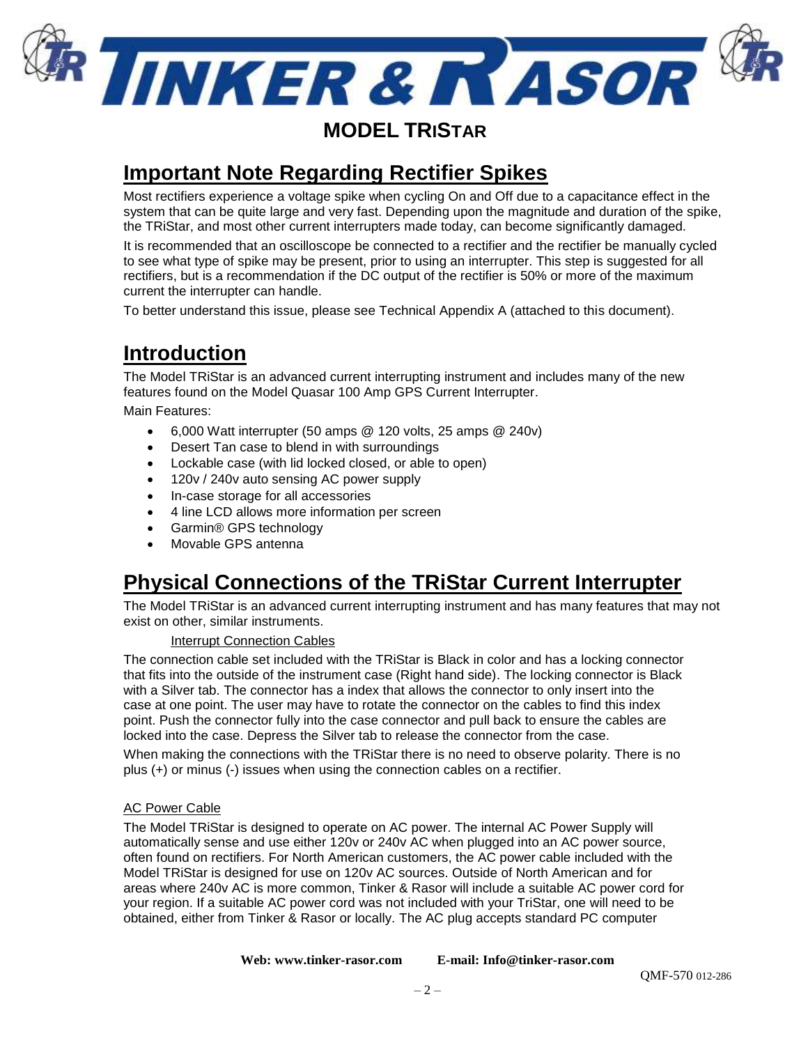# MODEL TRISTAR

## Important Note Regarding Rectifier Spikes

Most rectifiers experience a voltage spike when cycling On and Off due to a capacitance effect in the system that can be quite large and very fast. Depending upon the magnitude and duration of the spike, the TRiStar, and most other current interrupters made today, can become significantly damaged.

It is recommended that an oscilloscope be connected to a rectifier and the rectifier be manually cycled to see what type of spike may be present, prior to using an interrupter. This step is suggested for all rectifiers, but is a recommendation if the DC output of the rectifier is 50% or more of the maximum current the interrupter can handle.

To better understand this issue, please see Technical Appendix A (attached to this document).

## Introduction

The Model TRiStar is an advanced current interrupting instrument and includes many of the new features found on the Model Quasar 100 Amp GPS Current Interrupter.

Main Features:

- 6,000 Watt interrupter (50 amps @ 120 volts, 25 amps @ 240v)
- Desert Tan case to blend in with surroundings
- Lockable case (with lid locked closed, or able to open)
- 120v / 240v auto sensing AC power supply
- In-case storage for all accessories
- 4 line LCD allows more information per screen
- Garmin® GPS technology
- Movable GPS antenna

## Physical Connections of the TRiStar Current Interrupter

The Model TRiStar is an advanced current interrupting instrument and has many features that may not exist on other, similar instruments.

Interrupt Connection Cables

The connection cable set included with the TRiStar is Black in color and has a locking connector that fits into the outside of the instrument case (Right hand side). The locking connector is Black with a Silver tab. The connector has a index that allows the connector to only insert into the case at one point. The user may have to rotate the connector on the cables to find this index point. Push the connector fully into the case connector and pull back to ensure the cables are locked into the case. Depress the Silver tab to release the connector from the case.

When making the connections with the TRiStar there is no need to observe polarity. There is no plus (+) or minus (-) issues when using the connection cables on a rectifier.

AC Power Cable

The Model TRiStar is designed to operate on AC power. The internal AC Power Supply will automatically sense and use either 120v or 240v AC when plugged into an AC power source, often found on rectifiers. For North American customers, the AC power cable included with the Model TRiStar is designed for use on 120v AC sources. Outside of North American and for areas where 240v AC is more common, Tinker & Rasor will include a suitable AC power cord for your region. If a suitable AC power cord was not included with your TriStar, one will need to be obtained, either from Tinker & Rasor or locally. The AC plug accepts standard PC computer

**Web: www.tinker-rasor.com** **E-mail: Info@tinker-rasor.com**

QMF-570 012-286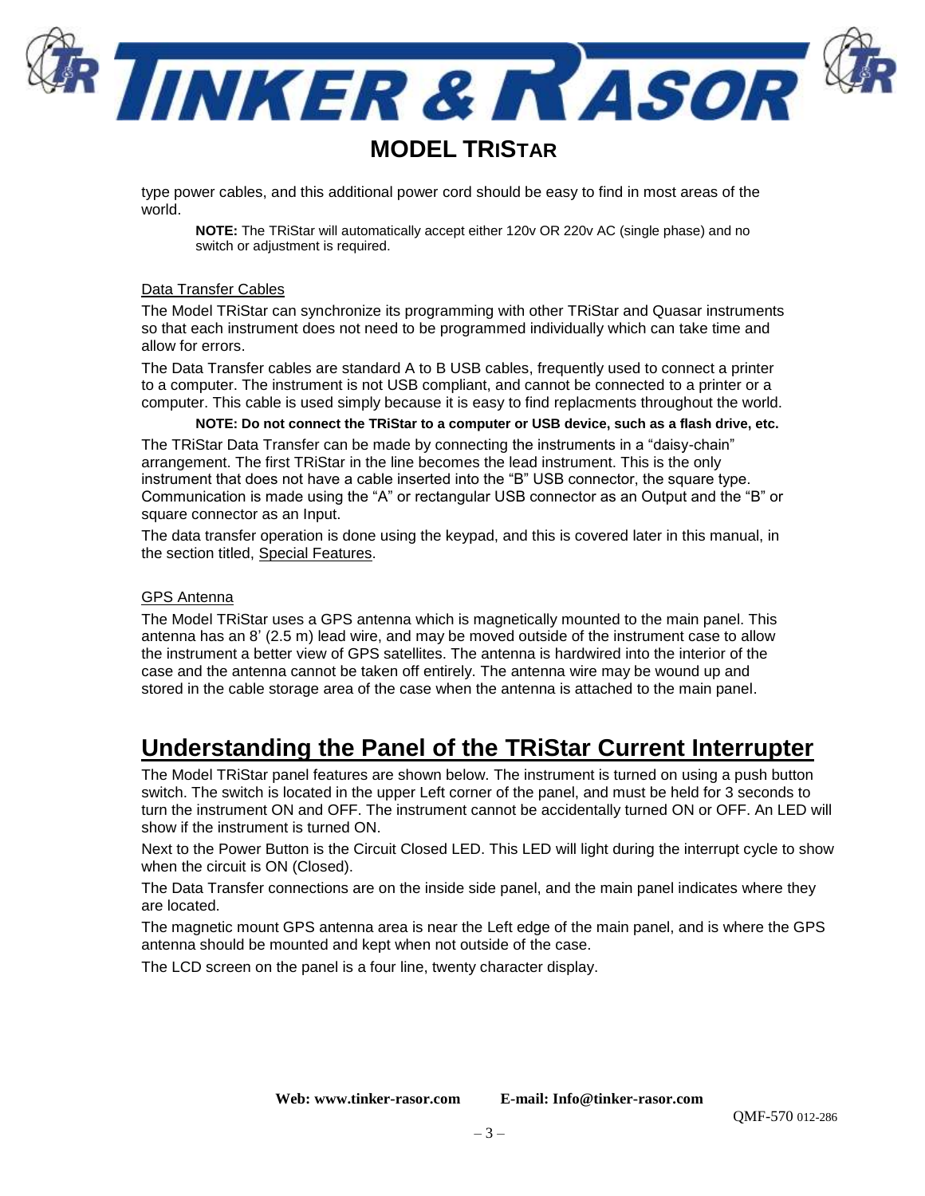type power cables, and this additional power cord should be easy to find in most areas of the world.

> **NOTE:** The TRiStar will automatically accept either 120v OR 220v AC (single phase) and no switch or adjustment is required.

Data Transfer Cables

The Model TRiStar can synchronize its programming with other TRiStar and Quasar instruments so that each instrument does not need to be programmed individually which can take time and allow for errors.

The Data Transfer cables are standard A to B USB cables, frequently used to connect a printer to a computer. The instrument is not USB compliant, and cannot be connected to a printer or a computer. This cable is used simply because it is easy to find replacments throughout the world.

> **NOTE: Do not connect the TRiStar to a computer or USB device, such as a flash drive, etc.**

The TRiStar Data Transfer can be made by connecting the instruments in a "daisy-chain" arrangement. The first TRiStar in the line becomes the lead instrument. This is the only instrument that does not have a cable inserted into the "B" USB connector, the square type. Communication is made using the "A" or rectangular USB connector as an Output and the "B" or square connector as an Input.

The data transfer operation is done using the keypad, and this is covered later in this manual, in the section titled, Special Features.

GPS Antenna

The Model TRiStar uses a GPS antenna which is magnetically mounted to the main panel. This antenna has an 8' (2.5 m) lead wire, and may be moved outside of the instrument case to allow the instrument a better view of GPS satellites. The antenna is hardwired into the interior of the case and the antenna cannot be taken off entirely. The antenna wire may be wound up and stored in the cable storage area of the case when the antenna is attached to the main panel.

## Understanding the Panel of the TRiStar Current Interrupter

The Model TRiStar panel features are shown below. The instrument is turned on using a push button switch. The switch is located in the upper Left corner of the panel, and must be held for 3 seconds to turn the instrument ON and OFF. The instrument cannot be accidentally turned ON or OFF. An LED will show if the instrument is turned ON.

Next to the Power Button is the Circuit Closed LED. This LED will light during the interrupt cycle to show when the circuit is ON (Closed).

The Data Transfer connections are on the inside side panel, and the main panel indicates where they are located.

The magnetic mount GPS antenna area is near the Left edge of the main panel, and is where the GPS antenna should be mounted and kept when not outside of the case.

The LCD screen on the panel is a four line, twenty character display.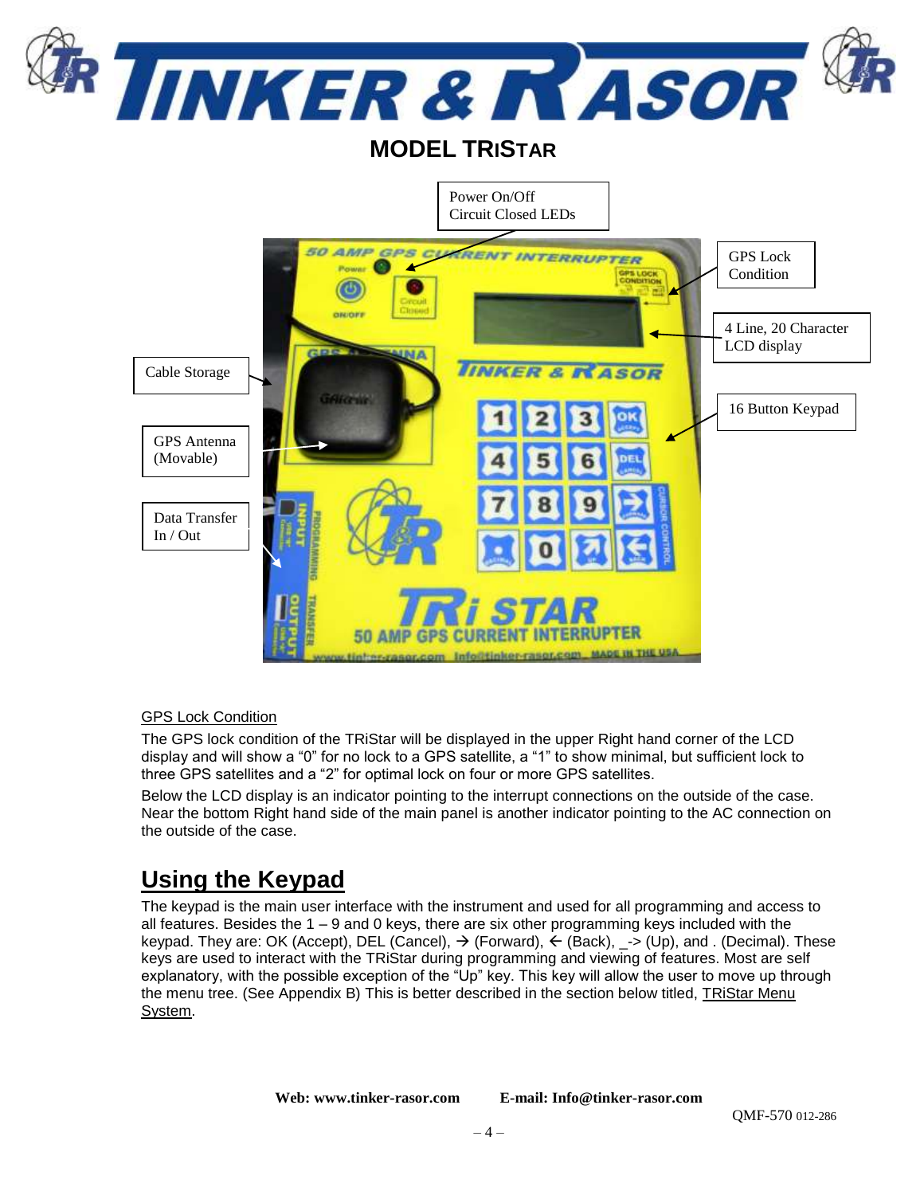# MODEL TRiSTAR

Power On/Off
Circuit Closed LEDs

GPS Lock
Condition

4 Line, 20 Character
LCD display

Cable Storage

16 Button Keypad

GPS Antenna
(Movable)

Data Transfer
In / Out

GPS Lock Condition

The GPS lock condition of the TRiStar will be displayed in the upper Right hand corner of the LCD display and will show a "0" for no lock to a GPS satellite, a "1" to show minimal, but sufficient lock to three GPS satellites and a "2" for optimal lock on four or more GPS satellites.

Below the LCD display is an indicator pointing to the interrupt connections on the outside of the case. Near the bottom Right hand side of the main panel is another indicator pointing to the AC connection on the outside of the case.

## Using the Keypad

The keypad is the main user interface with the instrument and used for all programming and access to all features. Besides the 1 – 9 and 0 keys, there are six other programming keys included with the keypad. They are: OK (Accept), DEL (Cancel), → (Forward), ← (Back), _-> (Up), and . (Decimal). These keys are used to interact with the TRiStar during programming and viewing of features. Most are self explanatory, with the possible exception of the "Up" key. This key will allow the user to move up through the menu tree. (See Appendix B) This is better described in the section below titled, TRiStar Menu System.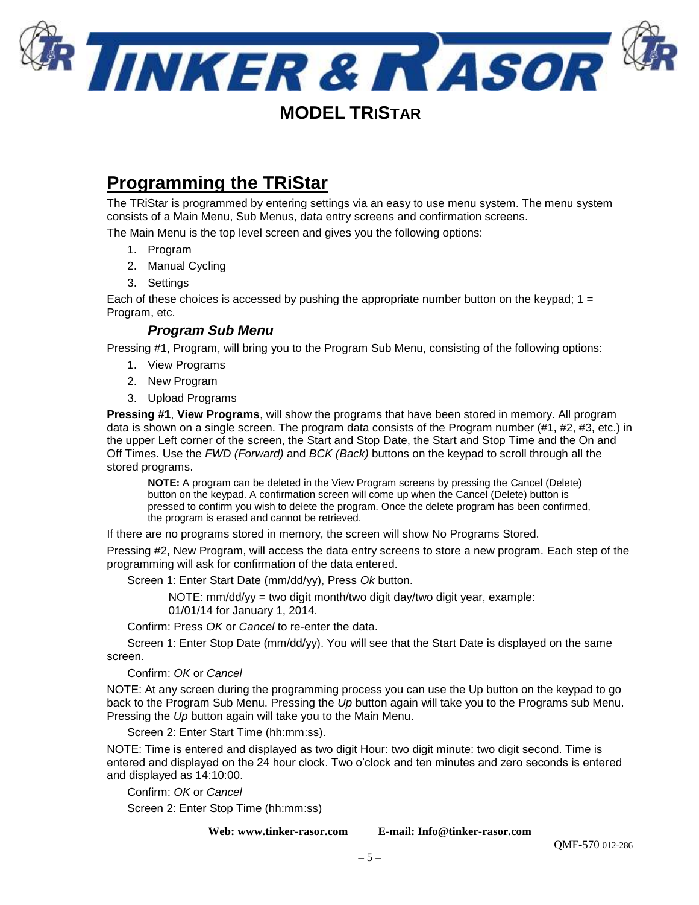# MODEL TRiSTAR

## Programming the TRiStar

The TRiStar is programmed by entering settings via an easy to use menu system. The menu system consists of a Main Menu, Sub Menus, data entry screens and confirmation screens.

The Main Menu is the top level screen and gives you the following options:

1. Program
2. Manual Cycling
3. Settings

Each of these choices is accessed by pushing the appropriate number button on the keypad; 1 = Program, etc.

### *Program Sub Menu*

Pressing #1, Program, will bring you to the Program Sub Menu, consisting of the following options:

1. View Programs
2. New Program
3. Upload Programs

**Pressing #1**, **View Programs**, will show the programs that have been stored in memory. All program data is shown on a single screen. The program data consists of the Program number (#1, #2, #3, etc.) in the upper Left corner of the screen, the Start and Stop Date, the Start and Stop Time and the On and Off Times. Use the *FWD (Forward)* and *BCK (Back)* buttons on the keypad to scroll through all the stored programs.

> **NOTE:** A program can be deleted in the View Program screens by pressing the Cancel (Delete) button on the keypad. A confirmation screen will come up when the Cancel (Delete) button is pressed to confirm you wish to delete the program. Once the delete program has been confirmed, the program is erased and cannot be retrieved.

If there are no programs stored in memory, the screen will show No Programs Stored.

Pressing #2, New Program, will access the data entry screens to store a new program. Each step of the programming will ask for confirmation of the data entered.

Screen 1: Enter Start Date (mm/dd/yy), Press *Ok* button.

> NOTE: mm/dd/yy = two digit month/two digit day/two digit year, example: 01/01/14 for January 1, 2014.

Confirm: Press *OK* or *Cancel* to re-enter the data.

Screen 1: Enter Stop Date (mm/dd/yy). You will see that the Start Date is displayed on the same screen.

Confirm: *OK* or *Cancel*

NOTE: At any screen during the programming process you can use the Up button on the keypad to go back to the Program Sub Menu. Pressing the *Up* button again will take you to the Programs sub Menu. Pressing the *Up* button again will take you to the Main Menu.

Screen 2: Enter Start Time (hh:mm:ss).

NOTE: Time is entered and displayed as two digit Hour: two digit minute: two digit second. Time is entered and displayed on the 24 hour clock. Two o'clock and ten minutes and zero seconds is entered and displayed as 14:10:00.

Confirm: *OK* or *Cancel*

Screen 2: Enter Stop Time (hh:mm:ss)

**Web: www.tinker-rasor.com** **E-mail: Info@tinker-rasor.com**

QMF-570 012-286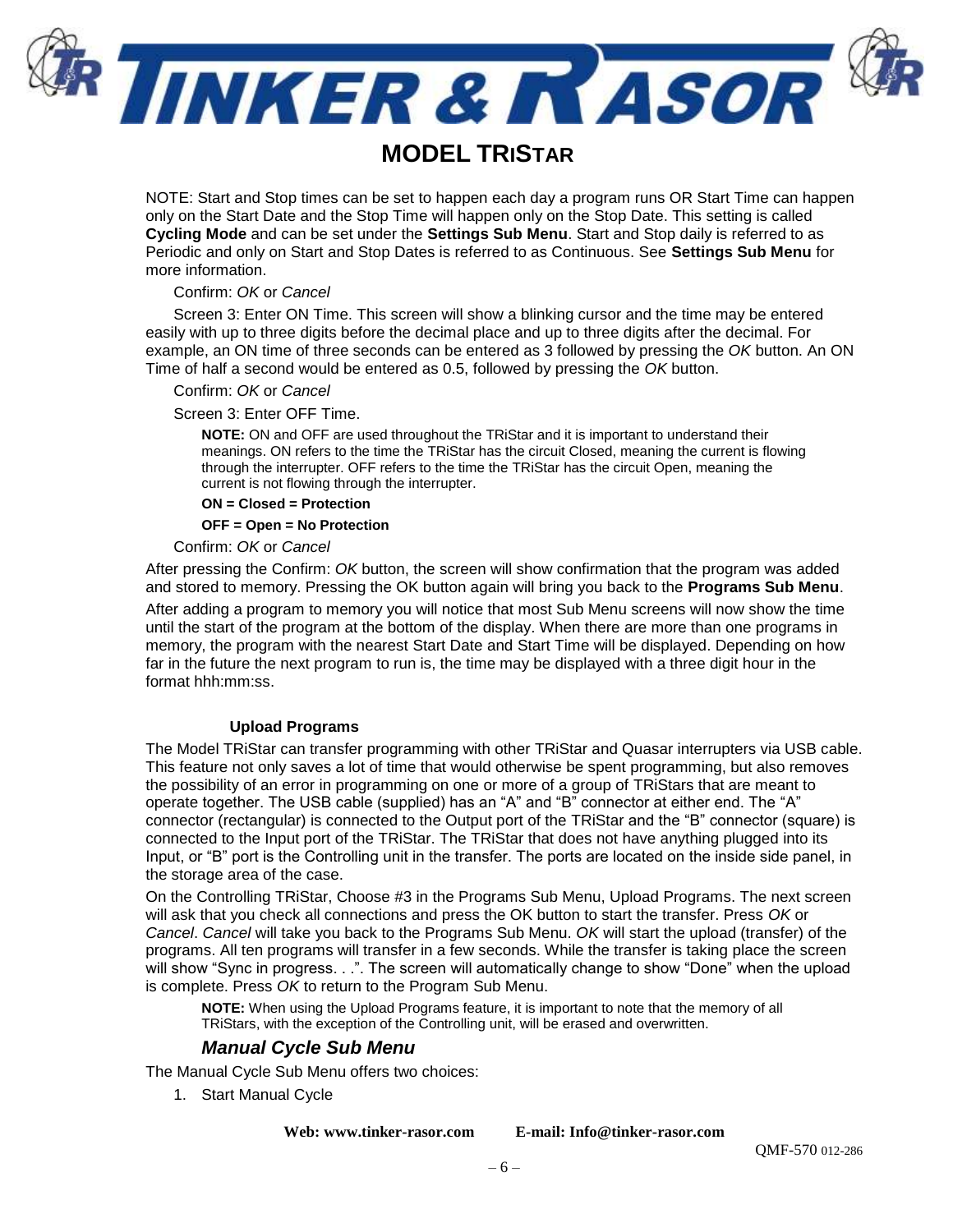NOTE: Start and Stop times can be set to happen each day a program runs OR Start Time can happen only on the Start Date and the Stop Time will happen only on the Stop Date. This setting is called **Cycling Mode** and can be set under the **Settings Sub Menu**. Start and Stop daily is referred to as Periodic and only on Start and Stop Dates is referred to as Continuous. See **Settings Sub Menu** for more information.

Confirm: *OK* or *Cancel*

Screen 3: Enter ON Time. This screen will show a blinking cursor and the time may be entered easily with up to three digits before the decimal place and up to three digits after the decimal. For example, an ON time of three seconds can be entered as 3 followed by pressing the *OK* button. An ON Time of half a second would be entered as 0.5, followed by pressing the *OK* button.

Confirm: *OK* or *Cancel*

Screen 3: Enter OFF Time.

> **NOTE:** ON and OFF are used throughout the TRiStar and it is important to understand their meanings. ON refers to the time the TRiStar has the circuit Closed, meaning the current is flowing through the interrupter. OFF refers to the time the TRiStar has the circuit Open, meaning the current is not flowing through the interrupter.
>
> **ON = Closed = Protection**
>
> **OFF = Open = No Protection**

Confirm: *OK* or *Cancel*

After pressing the Confirm: *OK* button, the screen will show confirmation that the program was added and stored to memory. Pressing the OK button again will bring you back to the **Programs Sub Menu**.

After adding a program to memory you will notice that most Sub Menu screens will now show the time until the start of the program at the bottom of the display. When there are more than one programs in memory, the program with the nearest Start Date and Start Time will be displayed. Depending on how far in the future the next program to run is, the time may be displayed with a three digit hour in the format hhh:mm:ss.

#### Upload Programs

The Model TRiStar can transfer programming with other TRiStar and Quasar interrupters via USB cable. This feature not only saves a lot of time that would otherwise be spent programming, but also removes the possibility of an error in programming on one or more of a group of TRiStars that are meant to operate together. The USB cable (supplied) has an "A" and "B" connector at either end. The "A" connector (rectangular) is connected to the Output port of the TRiStar and the "B" connector (square) is connected to the Input port of the TRiStar. The TRiStar that does not have anything plugged into its Input, or "B" port is the Controlling unit in the transfer. The ports are located on the inside side panel, in the storage area of the case.

On the Controlling TRiStar, Choose #3 in the Programs Sub Menu, Upload Programs. The next screen will ask that you check all connections and press the OK button to start the transfer. Press *OK* or *Cancel*. *Cancel* will take you back to the Programs Sub Menu. *OK* will start the upload (transfer) of the programs. All ten programs will transfer in a few seconds. While the transfer is taking place the screen will show "Sync in progress. . .". The screen will automatically change to show "Done" when the upload is complete. Press *OK* to return to the Program Sub Menu.

> **NOTE:** When using the Upload Programs feature, it is important to note that the memory of all TRiStars, with the exception of the Controlling unit, will be erased and overwritten.

### *Manual Cycle Sub Menu*

The Manual Cycle Sub Menu offers two choices:

1. Start Manual Cycle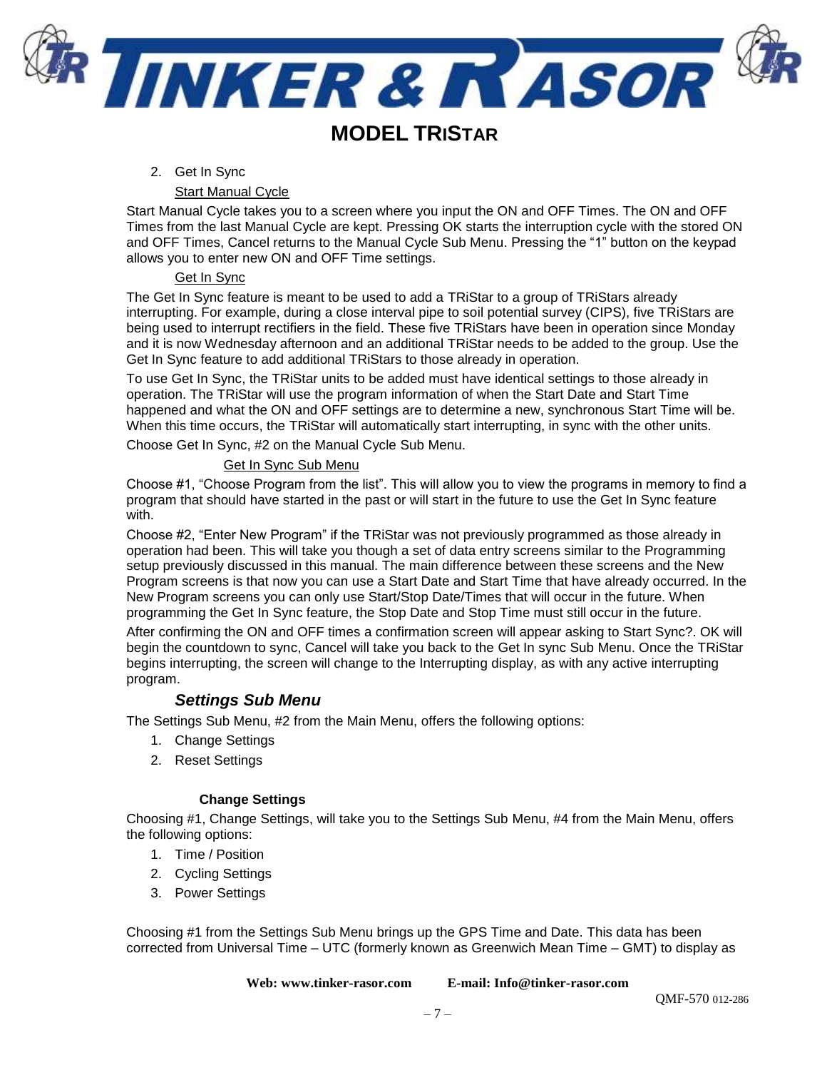2. Get In Sync

Start Manual Cycle

Start Manual Cycle takes you to a screen where you input the ON and OFF Times. The ON and OFF Times from the last Manual Cycle are kept. Pressing OK starts the interruption cycle with the stored ON and OFF Times, Cancel returns to the Manual Cycle Sub Menu. Pressing the “1” button on the keypad allows you to enter new ON and OFF Time settings.

Get In Sync

The Get In Sync feature is meant to be used to add a TRiStar to a group of TRiStars already interrupting. For example, during a close interval pipe to soil potential survey (CIPS), five TRiStars are being used to interrupt rectifiers in the field. These five TRiStars have been in operation since Monday and it is now Wednesday afternoon and an additional TRiStar needs to be added to the group. Use the Get In Sync feature to add additional TRiStars to those already in operation.

To use Get In Sync, the TRiStar units to be added must have identical settings to those already in operation. The TRiStar will use the program information of when the Start Date and Start Time happened and what the ON and OFF settings are to determine a new, synchronous Start Time will be. When this time occurs, the TRiStar will automatically start interrupting, in sync with the other units.

Choose Get In Sync, #2 on the Manual Cycle Sub Menu.

Get In Sync Sub Menu

Choose #1, “Choose Program from the list”. This will allow you to view the programs in memory to find a program that should have started in the past or will start in the future to use the Get In Sync feature with.

Choose #2, “Enter New Program” if the TRiStar was not previously programmed as those already in operation had been. This will take you though a set of data entry screens similar to the Programming setup previously discussed in this manual. The main difference between these screens and the New Program screens is that now you can use a Start Date and Start Time that have already occurred. In the New Program screens you can only use Start/Stop Date/Times that will occur in the future. When programming the Get In Sync feature, the Stop Date and Stop Time must still occur in the future.

After confirming the ON and OFF times a confirmation screen will appear asking to Start Sync?. OK will begin the countdown to sync, Cancel will take you back to the Get In sync Sub Menu. Once the TRiStar begins interrupting, the screen will change to the Interrupting display, as with any active interrupting program.

### *Settings Sub Menu*

The Settings Sub Menu, #2 from the Main Menu, offers the following options:

1. Change Settings
2. Reset Settings

#### Change Settings

Choosing #1, Change Settings, will take you to the Settings Sub Menu, #4 from the Main Menu, offers the following options:

1. Time / Position
2. Cycling Settings
3. Power Settings

Choosing #1 from the Settings Sub Menu brings up the GPS Time and Date. This data has been corrected from Universal Time – UTC (formerly known as Greenwich Mean Time – GMT) to display as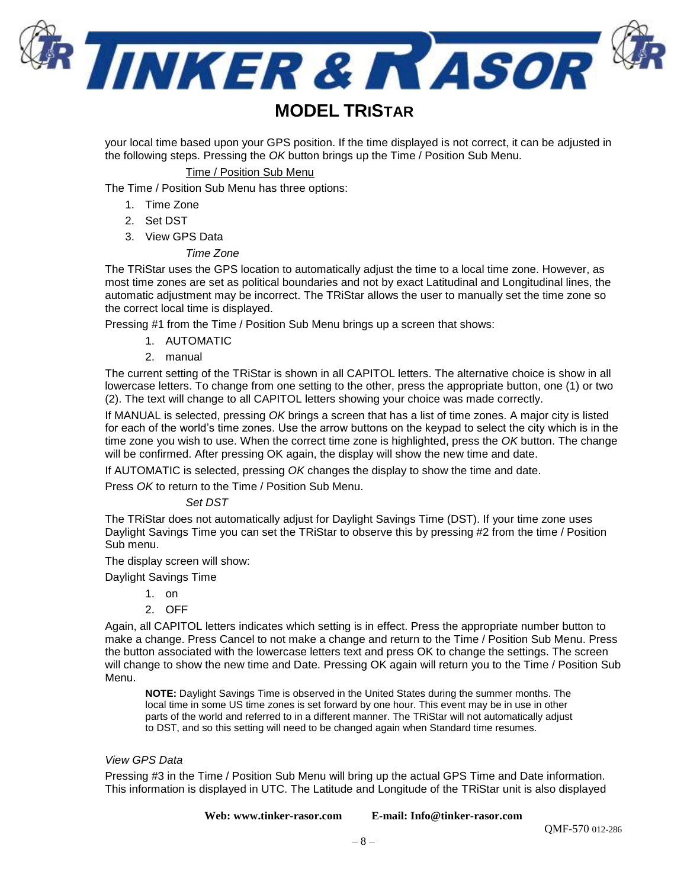your local time based upon your GPS position. If the time displayed is not correct, it can be adjusted in the following steps. Pressing the *OK* button brings up the Time / Position Sub Menu.

### Time / Position Sub Menu

The Time / Position Sub Menu has three options:

1. Time Zone
2. Set DST
3. View GPS Data

#### *Time Zone*

The TRiStar uses the GPS location to automatically adjust the time to a local time zone. However, as most time zones are set as political boundaries and not by exact Latitudinal and Longitudinal lines, the automatic adjustment may be incorrect. The TRiStar allows the user to manually set the time zone so the correct local time is displayed.

Pressing #1 from the Time / Position Sub Menu brings up a screen that shows:

1. AUTOMATIC
2. manual

The current setting of the TRiStar is shown in all CAPITOL letters. The alternative choice is show in all lowercase letters. To change from one setting to the other, press the appropriate button, one (1) or two (2). The text will change to all CAPITOL letters showing your choice was made correctly.

If MANUAL is selected, pressing *OK* brings a screen that has a list of time zones. A major city is listed for each of the world's time zones. Use the arrow buttons on the keypad to select the city which is in the time zone you wish to use. When the correct time zone is highlighted, press the *OK* button. The change will be confirmed. After pressing OK again, the display will show the new time and date.

If AUTOMATIC is selected, pressing *OK* changes the display to show the time and date.

Press *OK* to return to the Time / Position Sub Menu.

#### *Set DST*

The TRiStar does not automatically adjust for Daylight Savings Time (DST). If your time zone uses Daylight Savings Time you can set the TRiStar to observe this by pressing #2 from the time / Position Sub menu.

The display screen will show:

Daylight Savings Time

1. on
2. OFF

Again, all CAPITOL letters indicates which setting is in effect. Press the appropriate number button to make a change. Press Cancel to not make a change and return to the Time / Position Sub Menu. Press the button associated with the lowercase letters text and press OK to change the settings. The screen will change to show the new time and Date. Pressing OK again will return you to the Time / Position Sub Menu.

> **NOTE:** Daylight Savings Time is observed in the United States during the summer months. The local time in some US time zones is set forward by one hour. This event may be in use in other parts of the world and referred to in a different manner. The TRiStar will not automatically adjust to DST, and so this setting will need to be changed again when Standard time resumes.

#### *View GPS Data*

Pressing #3 in the Time / Position Sub Menu will bring up the actual GPS Time and Date information. This information is displayed in UTC. The Latitude and Longitude of the TRiStar unit is also displayed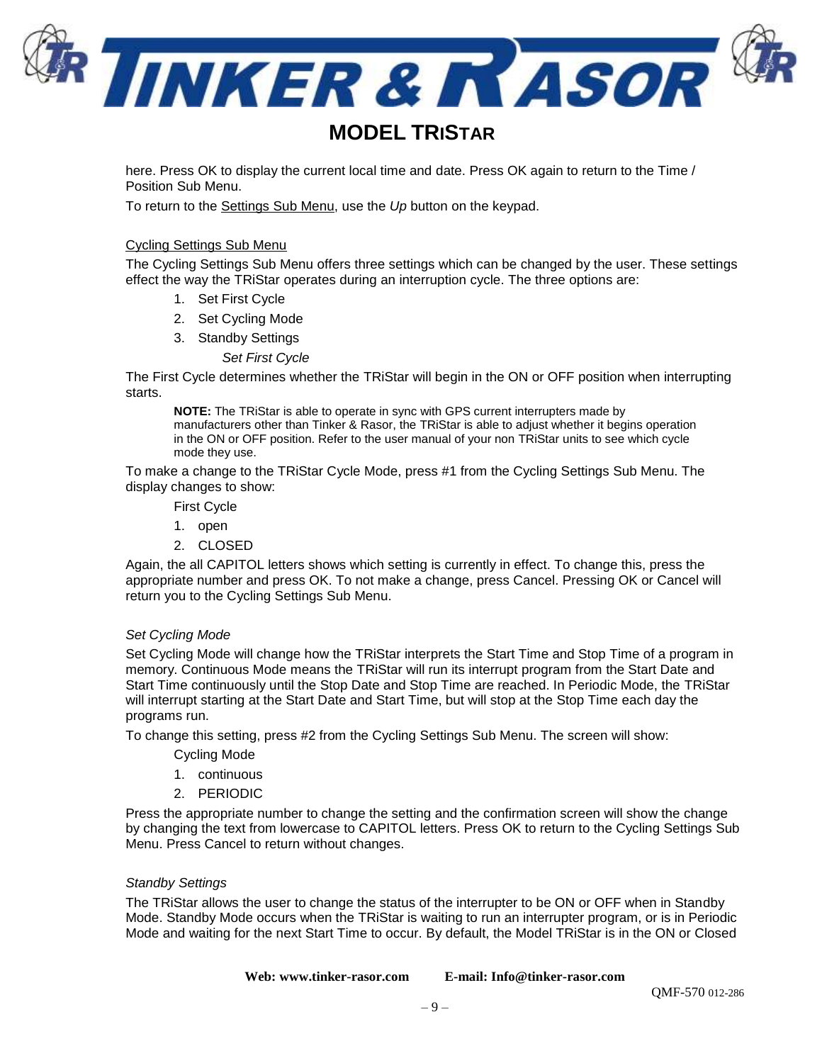here. Press OK to display the current local time and date. Press OK again to return to the Time / Position Sub Menu.

To return to the <u>Settings Sub Menu</u>, use the *Up* button on the keypad.

<u>Cycling Settings Sub Menu</u>

The Cycling Settings Sub Menu offers three settings which can be changed by the user. These settings effect the way the TRiStar operates during an interruption cycle. The three options are:

1. Set First Cycle
2. Set Cycling Mode
3. Standby Settings

*Set First Cycle*

The First Cycle determines whether the TRiStar will begin in the ON or OFF position when interrupting starts.

> **NOTE:** The TRiStar is able to operate in sync with GPS current interrupters made by manufacturers other than Tinker & Rasor, the TRiStar is able to adjust whether it begins operation in the ON or OFF position. Refer to the user manual of your non TRiStar units to see which cycle mode they use.

To make a change to the TRiStar Cycle Mode, press #1 from the Cycling Settings Sub Menu. The display changes to show:

First Cycle

1. open
2. CLOSED

Again, the all CAPITOL letters shows which setting is currently in effect. To change this, press the appropriate number and press OK. To not make a change, press Cancel. Pressing OK or Cancel will return you to the Cycling Settings Sub Menu.

*Set Cycling Mode*

Set Cycling Mode will change how the TRiStar interprets the Start Time and Stop Time of a program in memory. Continuous Mode means the TRiStar will run its interrupt program from the Start Date and Start Time continuously until the Stop Date and Stop Time are reached. In Periodic Mode, the TRiStar will interrupt starting at the Start Date and Start Time, but will stop at the Stop Time each day the programs run.

To change this setting, press #2 from the Cycling Settings Sub Menu. The screen will show:

Cycling Mode

1. continuous
2. PERIODIC

Press the appropriate number to change the setting and the confirmation screen will show the change by changing the text from lowercase to CAPITOL letters. Press OK to return to the Cycling Settings Sub Menu. Press Cancel to return without changes.

*Standby Settings*

The TRiStar allows the user to change the status of the interrupter to be ON or OFF when in Standby Mode. Standby Mode occurs when the TRiStar is waiting to run an interrupter program, or is in Periodic Mode and waiting for the next Start Time to occur. By default, the Model TRiStar is in the ON or Closed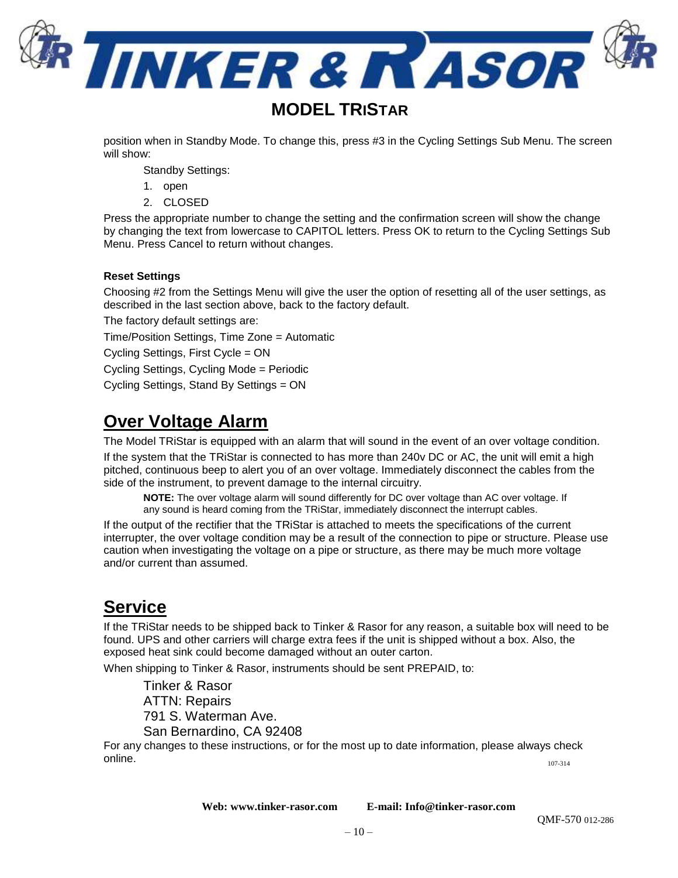position when in Standby Mode. To change this, press #3 in the Cycling Settings Sub Menu. The screen will show:

Standby Settings:

1. open
2. CLOSED

Press the appropriate number to change the setting and the confirmation screen will show the change by changing the text from lowercase to CAPITOL letters. Press OK to return to the Cycling Settings Sub Menu. Press Cancel to return without changes.

**Reset Settings**

Choosing #2 from the Settings Menu will give the user the option of resetting all of the user settings, as described in the last section above, back to the factory default.

The factory default settings are:

Time/Position Settings, Time Zone = Automatic

Cycling Settings, First Cycle = ON

Cycling Settings, Cycling Mode = Periodic

Cycling Settings, Stand By Settings = ON

## Over Voltage Alarm

The Model TRiStar is equipped with an alarm that will sound in the event of an over voltage condition.

If the system that the TRiStar is connected to has more than 240v DC or AC, the unit will emit a high pitched, continuous beep to alert you of an over voltage. Immediately disconnect the cables from the side of the instrument, to prevent damage to the internal circuitry.

> **NOTE:** The over voltage alarm will sound differently for DC over voltage than AC over voltage. If any sound is heard coming from the TRiStar, immediately disconnect the interrupt cables.

If the output of the rectifier that the TRiStar is attached to meets the specifications of the current interrupter, the over voltage condition may be a result of the connection to pipe or structure. Please use caution when investigating the voltage on a pipe or structure, as there may be much more voltage and/or current than assumed.

## Service

If the TRiStar needs to be shipped back to Tinker & Rasor for any reason, a suitable box will need to be found. UPS and other carriers will charge extra fees if the unit is shipped without a box. Also, the exposed heat sink could become damaged without an outer carton.

When shipping to Tinker & Rasor, instruments should be sent PREPAID, to:

Tinker & Rasor
ATTN: Repairs
791 S. Waterman Ave.
San Bernardino, CA 92408

For any changes to these instructions, or for the most up to date information, please always check online.

107-314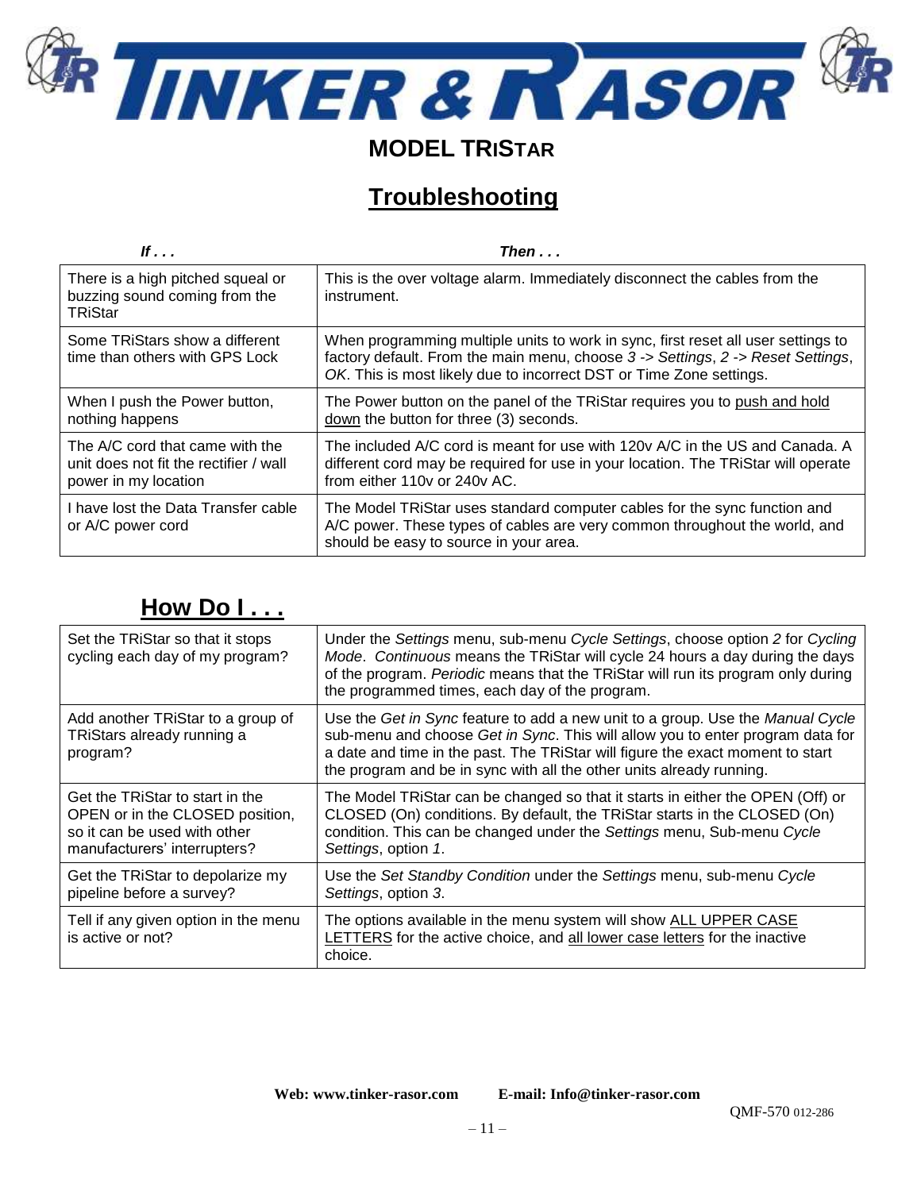# MODEL TRISTAR

## Troubleshooting

| ***If . . .*** | ***Then . . .*** |
|---|---|
| There is a high pitched squeal or buzzing sound coming from the TRiStar | This is the over voltage alarm. Immediately disconnect the cables from the instrument. |
| Some TRiStars show a different time than others with GPS Lock | When programming multiple units to work in sync, first reset all user settings to factory default. From the main menu, choose *3 -> Settings*, *2 -> Reset Settings*, *OK*. This is most likely due to incorrect DST or Time Zone settings. |
| When I push the Power button, nothing happens | The Power button on the panel of the TRiStar requires you to push and hold down the button for three (3) seconds. |
| The A/C cord that came with the unit does not fit the rectifier / wall power in my location | The included A/C cord is meant for use with 120v A/C in the US and Canada. A different cord may be required for use in your location. The TRiStar will operate from either 110v or 240v AC. |
| I have lost the Data Transfer cable or A/C power cord | The Model TRiStar uses standard computer cables for the sync function and A/C power. These types of cables are very common throughout the world, and should be easy to source in your area. |

## How Do I . . .

| | |
|---|---|
| Set the TRiStar so that it stops cycling each day of my program? | Under the *Settings* menu, sub-menu *Cycle Settings*, choose option *2* for *Cycling Mode*. *Continuous* means the TRiStar will cycle 24 hours a day during the days of the program. *Periodic* means that the TRiStar will run its program only during the programmed times, each day of the program. |
| Add another TRiStar to a group of TRiStars already running a program? | Use the *Get in Sync* feature to add a new unit to a group. Use the *Manual Cycle* sub-menu and choose *Get in Sync*. This will allow you to enter program data for a date and time in the past. The TRiStar will figure the exact moment to start the program and be in sync with all the other units already running. |
| Get the TRiStar to start in the OPEN or in the CLOSED position, so it can be used with other manufacturers' interrupters? | The Model TRiStar can be changed so that it starts in either the OPEN (Off) or CLOSED (On) conditions. By default, the TRiStar starts in the CLOSED (On) condition. This can be changed under the *Settings* menu, Sub-menu *Cycle Settings*, option *1*. |
| Get the TRiStar to depolarize my pipeline before a survey? | Use the *Set Standby Condition* under the *Settings* menu, sub-menu *Cycle Settings*, option *3*. |
| Tell if any given option in the menu is active or not? | The options available in the menu system will show ALL UPPER CASE LETTERS for the active choice, and all lower case letters for the inactive choice. |

**Web: www.tinker-rasor.com E-mail: Info@tinker-rasor.com**

QMF-570 012-286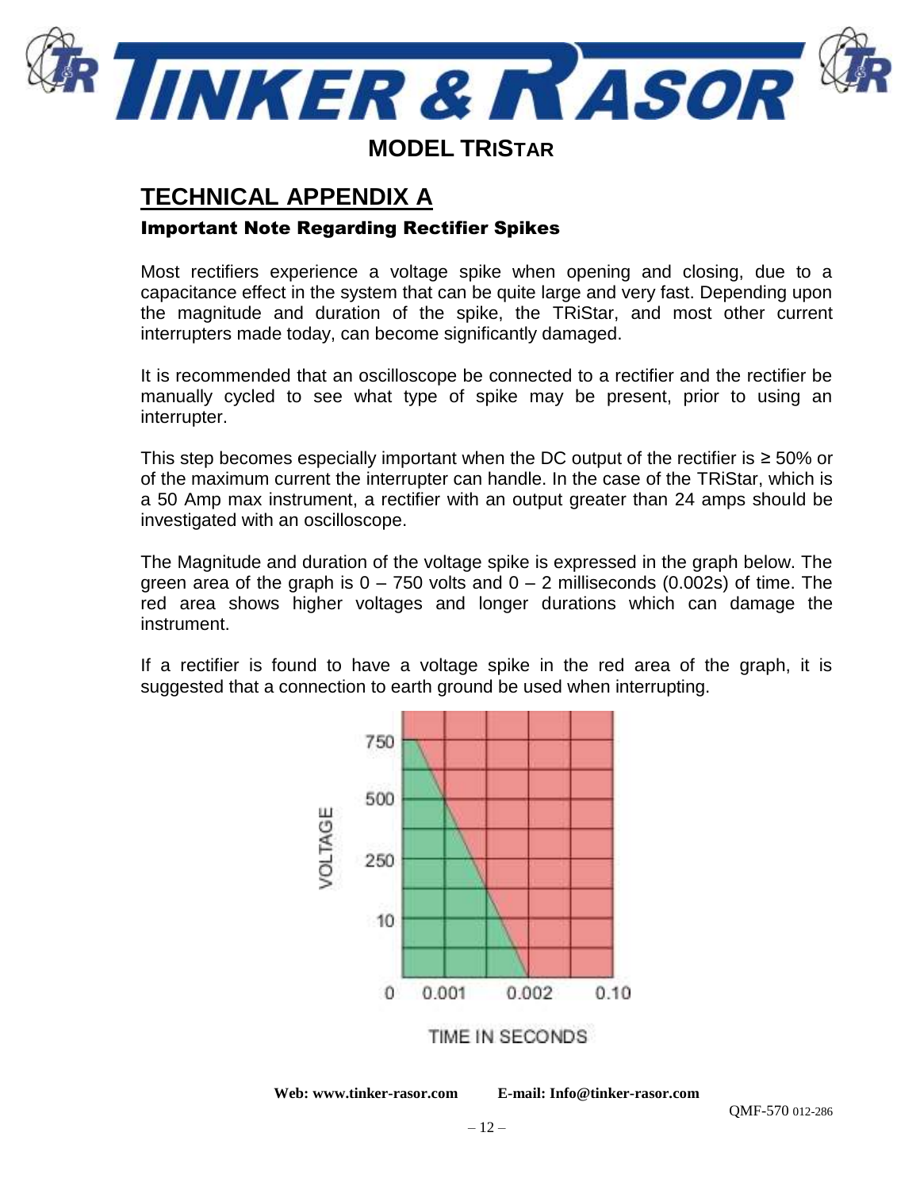# MODEL TRISTAR

## TECHNICAL APPENDIX A

### Important Note Regarding Rectifier Spikes

Most rectifiers experience a voltage spike when opening and closing, due to a capacitance effect in the system that can be quite large and very fast. Depending upon the magnitude and duration of the spike, the TRiStar, and most other current interrupters made today, can become significantly damaged.

It is recommended that an oscilloscope be connected to a rectifier and the rectifier be manually cycled to see what type of spike may be present, prior to using an interrupter.

This step becomes especially important when the DC output of the rectifier is ≥ 50% or of the maximum current the interrupter can handle. In the case of the TRiStar, which is a 50 Amp max instrument, a rectifier with an output greater than 24 amps should be investigated with an oscilloscope.

The Magnitude and duration of the voltage spike is expressed in the graph below. The green area of the graph is 0 – 750 volts and 0 – 2 milliseconds (0.002s) of time. The red area shows higher voltages and longer durations which can damage the instrument.

If a rectifier is found to have a voltage spike in the red area of the graph, it is suggested that a connection to earth ground be used when interrupting.

VOLTAGE: 750, 500, 250, 10, 0

TIME IN SECONDS: 0, 0.001, 0.002, 0.10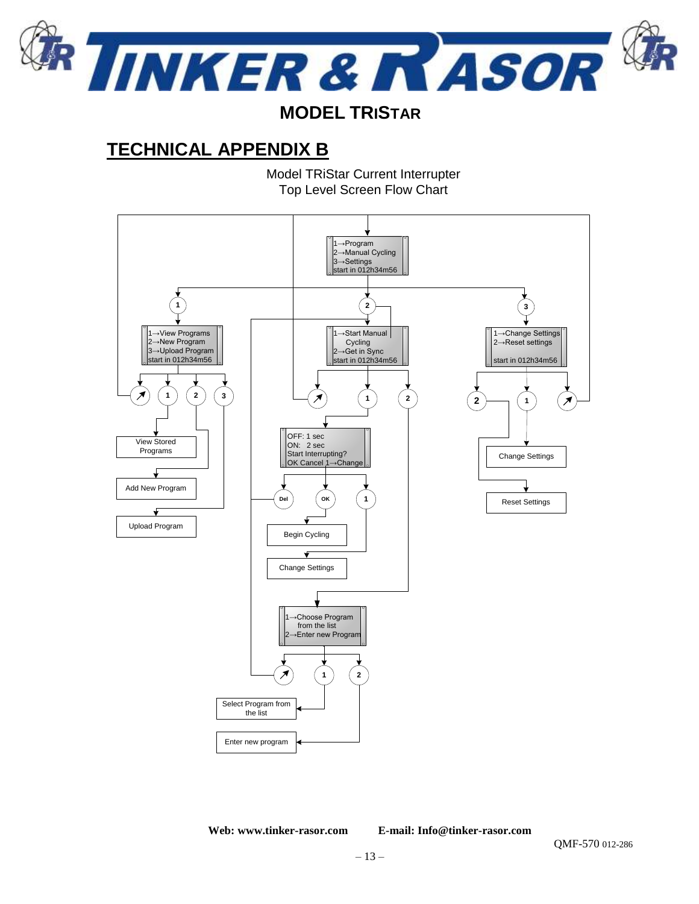## MODEL TRISTAR

# TECHNICAL APPENDIX B

Model TRiStar Current Interrupter
Top Level Screen Flow Chart

1→Program
2→Manual Cycling
3→Settings
start in 012h34m56

1→View Programs
2→New Program
3→Upload Program
start in 012h34m56

1→Start Manual Cycling
2→Get in Sync
start in 012h34m56

1→Change Settings
2→Reset settings
start in 012h34m56

View Stored Programs

Add New Program

Upload Program

OFF: 1 sec
ON: 2 sec
Start Interrupting?
OK Cancel 1→Change

Del OK 1

Begin Cycling

Change Settings

Change Settings

Reset Settings

1→Choose Program from the list
2→Enter new Program

Select Program from the list

Enter new program

**Web: www.tinker-rasor.com** **E-mail: Info@tinker-rasor.com**

QMF-570 012-286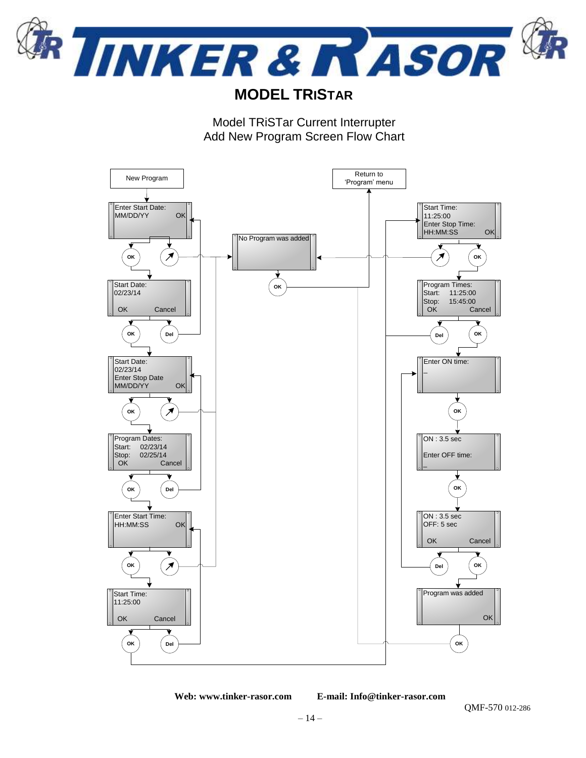# MODEL TRiSTAR

Model TRiSTar Current Interrupter
Add New Program Screen Flow Chart

New Program

Enter Start Date:
MM/DD/YY OK

OK

Start Date:
02/23/14
OK Cancel

OK Del

Start Date:
02/23/14
Enter Stop Date
MM/DD/YY OK

OK

Program Dates:
Start: 02/23/14
Stop: 02/25/14
OK Cancel

OK Del

Enter Start Time:
HH:MM:SS OK

OK

Start Time:
11:25:00
OK Cancel

OK Del

No Program was added

OK

Return to
'Program' menu

Start Time:
11:25:00
Enter Stop Time:
HH:MM:SS OK

OK

Program Times:
Start: 11:25:00
Stop: 15:45:00
OK Cancel

Del OK

Enter ON time:
_

OK

ON : 3.5 sec
Enter OFF time:
_

OK

ON : 3.5 sec
OFF: 5 sec
OK Cancel

Del OK

Program was added
OK

OK

**Web: www.tinker-rasor.com** **E-mail: Info@tinker-rasor.com**

QMF-570 012-286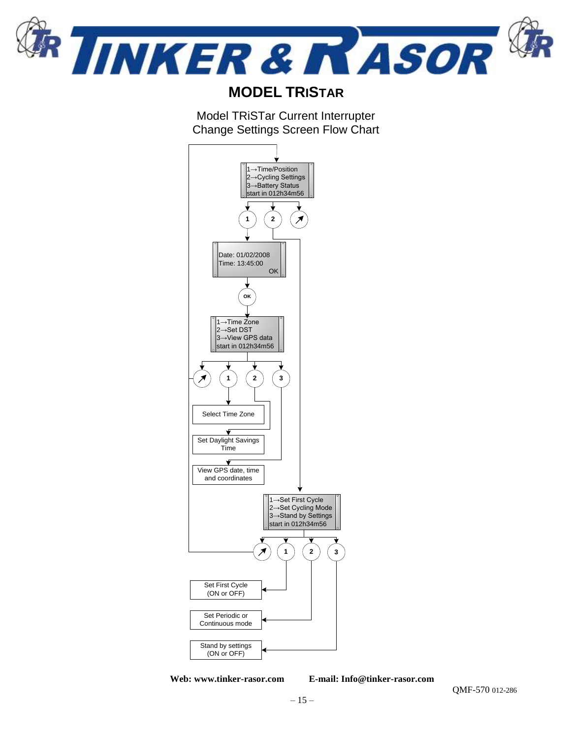# MODEL TRISTAR

Model TRiSTar Current Interrupter
Change Settings Screen Flow Chart

1→Time/Position
2→Cycling Settings
3→Battery Status
start in 012h34m56

1
2
↗

Date: 01/02/2008
Time: 13:45:00
OK

OK

1→Time Zone
2→Set DST
3→View GPS data
start in 012h34m56

↗
1
2
3

Select Time Zone

Set Daylight Savings Time

View GPS date, time and coordinates

1→Set First Cycle
2→Set Cycling Mode
3→Stand by Settings
start in 012h34m56

↗
1
2
3

Set First Cycle (ON or OFF)

Set Periodic or Continuous mode

Stand by settings (ON or OFF)

**Web: www.tinker-rasor.com** **E-mail: Info@tinker-rasor.com**

QMF-570 012-286